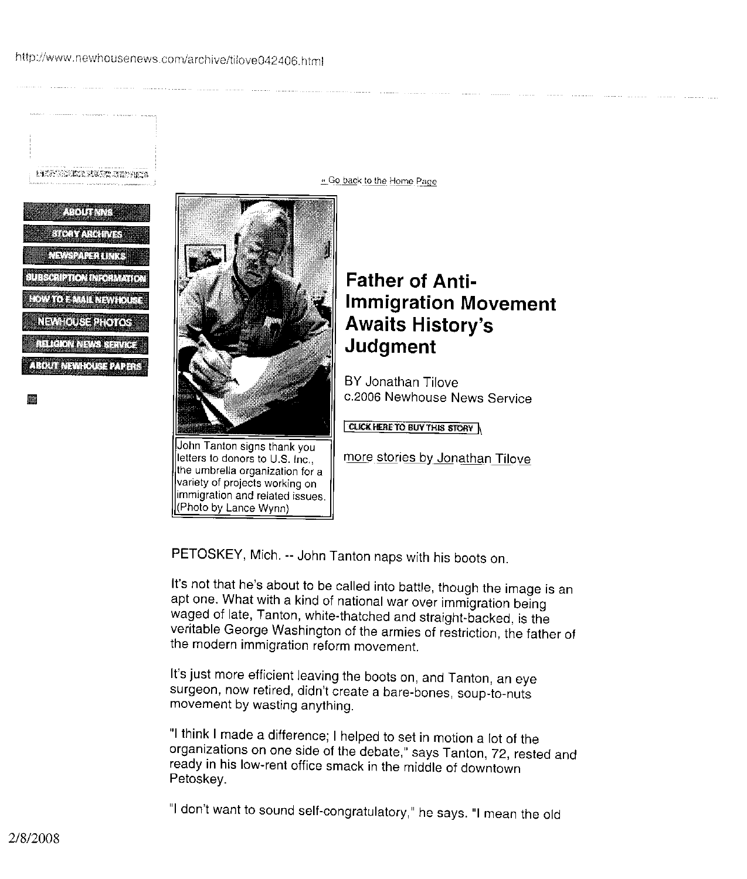http://www.newhousenews.com/archive/tilove042406.html

« Go back to the Home Page

- ABOUT NNS
- STORY ARCHIVES
- NEWSPAPER LINKS
- SUBSCRIPTION INFORMATION
- HOW TO E-MAIL NEWHOUSE
- NEWHOUSE PHOTOS
- RELIGION NEWS SERVICE
- ABOUT NEWHOUSE PAPERS

John Tanton signs thank you letters to donors to U.S. Inc., the umbrella organization for a variety of projects working on immigration and related issues. (Photo by Lance Wynn)

# Father of Anti-Immigration Movement Awaits History's Judgment

BY Jonathan Tilove
c.2006 Newhouse News Service

CLICK HERE TO BUY THIS STORY

more stories by Jonathan Tilove

PETOSKEY, Mich. -- John Tanton naps with his boots on.

It's not that he's about to be called into battle, though the image is an apt one. What with a kind of national war over immigration being waged of late, Tanton, white-thatched and straight-backed, is the veritable George Washington of the armies of restriction, the father of the modern immigration reform movement.

It's just more efficient leaving the boots on, and Tanton, an eye surgeon, now retired, didn't create a bare-bones, soup-to-nuts movement by wasting anything.

"I think I made a difference; I helped to set in motion a lot of the organizations on one side of the debate," says Tanton, 72, rested and ready in his low-rent office smack in the middle of downtown Petoskey.

"I don't want to sound self-congratulatory," he says. "I mean the old

2/8/2008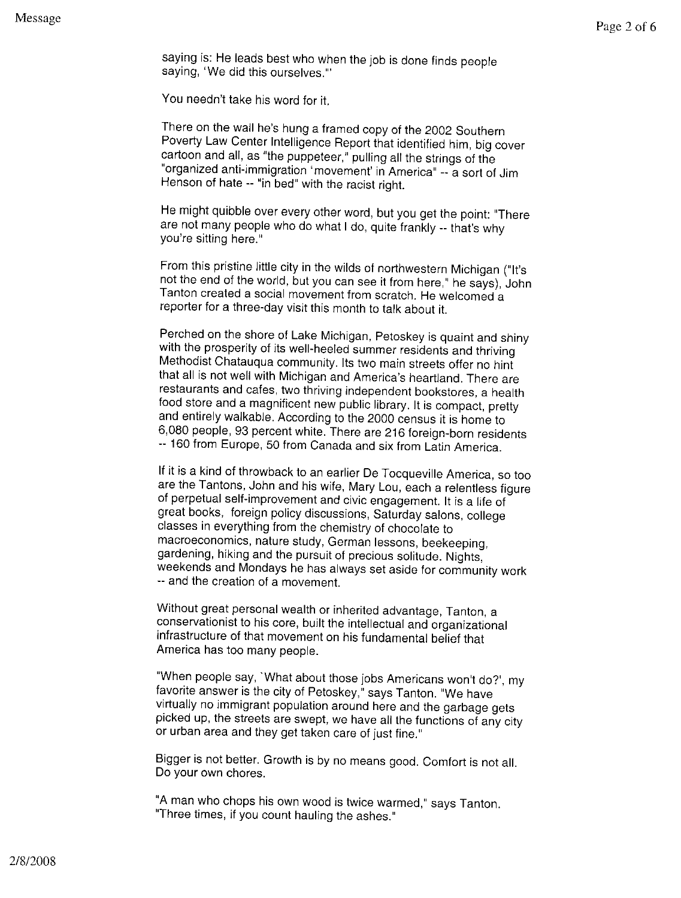saying is: He leads best who when the job is done finds people saying, 'We did this ourselves.'"

You needn't take his word for it.

There on the wall he's hung a framed copy of the 2002 Southern Poverty Law Center Intelligence Report that identified him, big cover cartoon and all, as "the puppeteer," pulling all the strings of the "organized anti-immigration 'movement' in America" -- a sort of Jim Henson of hate -- "in bed" with the racist right.

He might quibble over every other word, but you get the point: "There are not many people who do what I do, quite frankly -- that's why you're sitting here."

From this pristine little city in the wilds of northwestern Michigan ("It's not the end of the world, but you can see it from here," he says), John Tanton created a social movement from scratch. He welcomed a reporter for a three-day visit this month to talk about it.

Perched on the shore of Lake Michigan, Petoskey is quaint and shiny with the prosperity of its well-heeled summer residents and thriving Methodist Chatauqua community. Its two main streets offer no hint that all is not well with Michigan and America's heartland. There are restaurants and cafes, two thriving independent bookstores, a health food store and a magnificent new public library. It is compact, pretty and entirely walkable. According to the 2000 census it is home to 6,080 people, 93 percent white. There are 216 foreign-born residents -- 160 from Europe, 50 from Canada and six from Latin America.

If it is a kind of throwback to an earlier De Tocqueville America, so too are the Tantons, John and his wife, Mary Lou, each a relentless figure of perpetual self-improvement and civic engagement. It is a life of great books, foreign policy discussions, Saturday salons, college classes in everything from the chemistry of chocolate to macroeconomics, nature study, German lessons, beekeeping, gardening, hiking and the pursuit of precious solitude. Nights, weekends and Mondays he has always set aside for community work -- and the creation of a movement.

Without great personal wealth or inherited advantage, Tanton, a conservationist to his core, built the intellectual and organizational infrastructure of that movement on his fundamental belief that America has too many people.

"When people say, 'What about those jobs Americans won't do?', my favorite answer is the city of Petoskey," says Tanton. "We have virtually no immigrant population around here and the garbage gets picked up, the streets are swept, we have all the functions of any city or urban area and they get taken care of just fine."

Bigger is not better. Growth is by no means good. Comfort is not all. Do your own chores.

"A man who chops his own wood is twice warmed," says Tanton. "Three times, if you count hauling the ashes."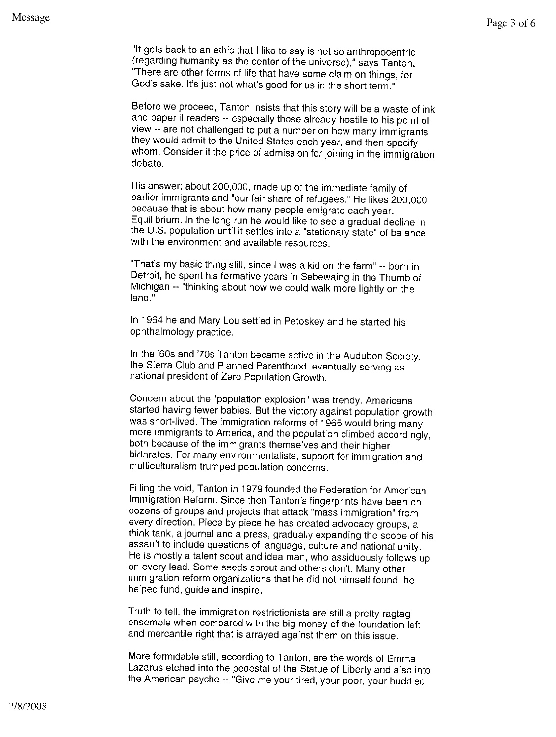"It gets back to an ethic that I like to say is not so anthropocentric (regarding humanity as the center of the universe)," says Tanton. "There are other forms of life that have some claim on things, for God's sake. It's just not what's good for us in the short term."

Before we proceed, Tanton insists that this story will be a waste of ink and paper if readers -- especially those already hostile to his point of view -- are not challenged to put a number on how many immigrants they would admit to the United States each year, and then specify whom. Consider it the price of admission for joining in the immigration debate.

His answer: about 200,000, made up of the immediate family of earlier immigrants and "our fair share of refugees." He likes 200,000 because that is about how many people emigrate each year. Equilibrium. In the long run he would like to see a gradual decline in the U.S. population until it settles into a "stationary state" of balance with the environment and available resources.

"That's my basic thing still, since I was a kid on the farm" -- born in Detroit, he spent his formative years in Sebewaing in the Thumb of Michigan -- "thinking about how we could walk more lightly on the land."

In 1964 he and Mary Lou settled in Petoskey and he started his ophthalmology practice.

In the '60s and '70s Tanton became active in the Audubon Society, the Sierra Club and Planned Parenthood, eventually serving as national president of Zero Population Growth.

Concern about the "population explosion" was trendy. Americans started having fewer babies. But the victory against population growth was short-lived. The immigration reforms of 1965 would bring many more immigrants to America, and the population climbed accordingly, both because of the immigrants themselves and their higher birthrates. For many environmentalists, support for immigration and multiculturalism trumped population concerns.

Filling the void, Tanton in 1979 founded the Federation for American Immigration Reform. Since then Tanton's fingerprints have been on dozens of groups and projects that attack "mass immigration" from every direction. Piece by piece he has created advocacy groups, a think tank, a journal and a press, gradually expanding the scope of his assault to include questions of language, culture and national unity. He is mostly a talent scout and idea man, who assiduously follows up on every lead. Some seeds sprout and others don't. Many other immigration reform organizations that he did not himself found, he helped fund, guide and inspire.

Truth to tell, the immigration restrictionists are still a pretty ragtag ensemble when compared with the big money of the foundation left and mercantile right that is arrayed against them on this issue.

More formidable still, according to Tanton, are the words of Emma Lazarus etched into the pedestal of the Statue of Liberty and also into the American psyche -- "Give me your tired, your poor, your huddled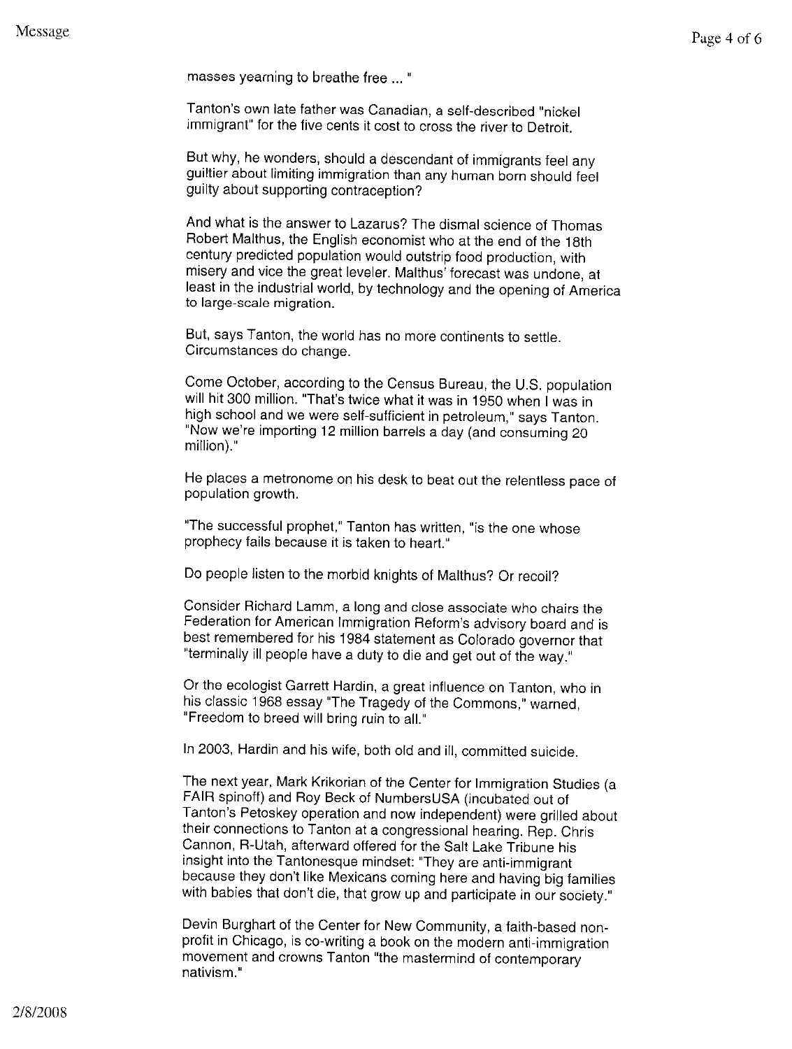masses yearning to breathe free ... "

Tanton's own late father was Canadian, a self-described "nickel immigrant" for the five cents it cost to cross the river to Detroit.

But why, he wonders, should a descendant of immigrants feel any guiltier about limiting immigration than any human born should feel guilty about supporting contraception?

And what is the answer to Lazarus? The dismal science of Thomas Robert Malthus, the English economist who at the end of the 18th century predicted population would outstrip food production, with misery and vice the great leveler. Malthus' forecast was undone, at least in the industrial world, by technology and the opening of America to large-scale migration.

But, says Tanton, the world has no more continents to settle. Circumstances do change.

Come October, according to the Census Bureau, the U.S. population will hit 300 million. "That's twice what it was in 1950 when I was in high school and we were self-sufficient in petroleum," says Tanton. "Now we're importing 12 million barrels a day (and consuming 20 million)."

He places a metronome on his desk to beat out the relentless pace of population growth.

"The successful prophet," Tanton has written, "is the one whose prophecy fails because it is taken to heart."

Do people listen to the morbid knights of Malthus? Or recoil?

Consider Richard Lamm, a long and close associate who chairs the Federation for American Immigration Reform's advisory board and is best remembered for his 1984 statement as Colorado governor that "terminally ill people have a duty to die and get out of the way."

Or the ecologist Garrett Hardin, a great influence on Tanton, who in his classic 1968 essay "The Tragedy of the Commons," warned, "Freedom to breed will bring ruin to all."

In 2003, Hardin and his wife, both old and ill, committed suicide.

The next year, Mark Krikorian of the Center for Immigration Studies (a FAIR spinoff) and Roy Beck of NumbersUSA (incubated out of Tanton's Petoskey operation and now independent) were grilled about their connections to Tanton at a congressional hearing. Rep. Chris Cannon, R-Utah, afterward offered for the Salt Lake Tribune his insight into the Tantonesque mindset: "They are anti-immigrant because they don't like Mexicans coming here and having big families with babies that don't die, that grow up and participate in our society."

Devin Burghart of the Center for New Community, a faith-based non-profit in Chicago, is co-writing a book on the modern anti-immigration movement and crowns Tanton "the mastermind of contemporary nativism."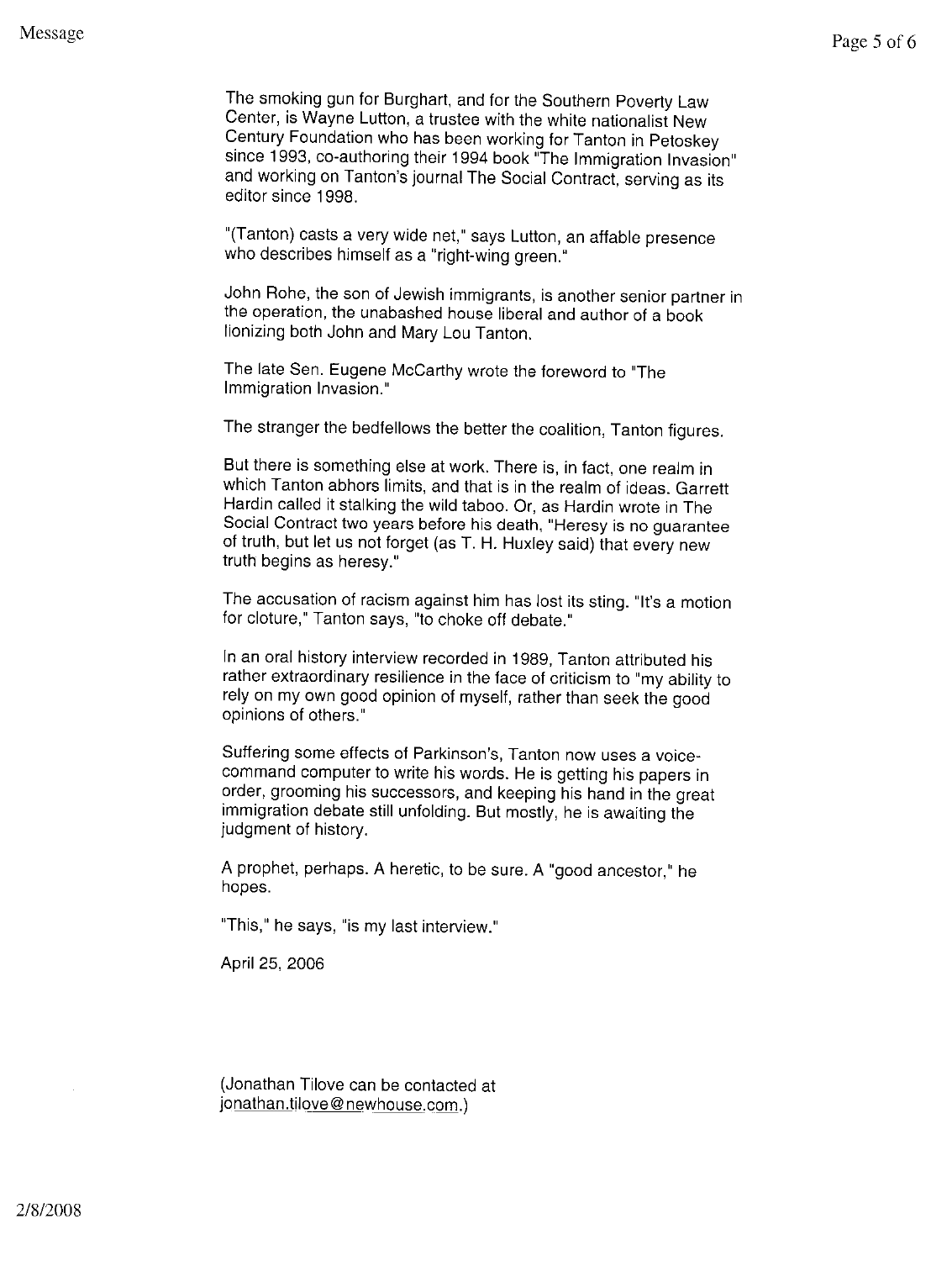The smoking gun for Burghart, and for the Southern Poverty Law Center, is Wayne Lutton, a trustee with the white nationalist New Century Foundation who has been working for Tanton in Petoskey since 1993, co-authoring their 1994 book "The Immigration Invasion" and working on Tanton's journal The Social Contract, serving as its editor since 1998.

"(Tanton) casts a very wide net," says Lutton, an affable presence who describes himself as a "right-wing green."

John Rohe, the son of Jewish immigrants, is another senior partner in the operation, the unabashed house liberal and author of a book lionizing both John and Mary Lou Tanton.

The late Sen. Eugene McCarthy wrote the foreword to "The Immigration Invasion."

The stranger the bedfellows the better the coalition, Tanton figures.

But there is something else at work. There is, in fact, one realm in which Tanton abhors limits, and that is in the realm of ideas. Garrett Hardin called it stalking the wild taboo. Or, as Hardin wrote in The Social Contract two years before his death, "Heresy is no guarantee of truth, but let us not forget (as T. H. Huxley said) that every new truth begins as heresy."

The accusation of racism against him has lost its sting. "It's a motion for cloture," Tanton says, "to choke off debate."

In an oral history interview recorded in 1989, Tanton attributed his rather extraordinary resilience in the face of criticism to "my ability to rely on my own good opinion of myself, rather than seek the good opinions of others."

Suffering some effects of Parkinson's, Tanton now uses a voice-command computer to write his words. He is getting his papers in order, grooming his successors, and keeping his hand in the great immigration debate still unfolding. But mostly, he is awaiting the judgment of history.

A prophet, perhaps. A heretic, to be sure. A "good ancestor," he hopes.

"This," he says, "is my last interview."

April 25, 2006

(Jonathan Tilove can be contacted at jonathan.tilove@newhouse.com.)